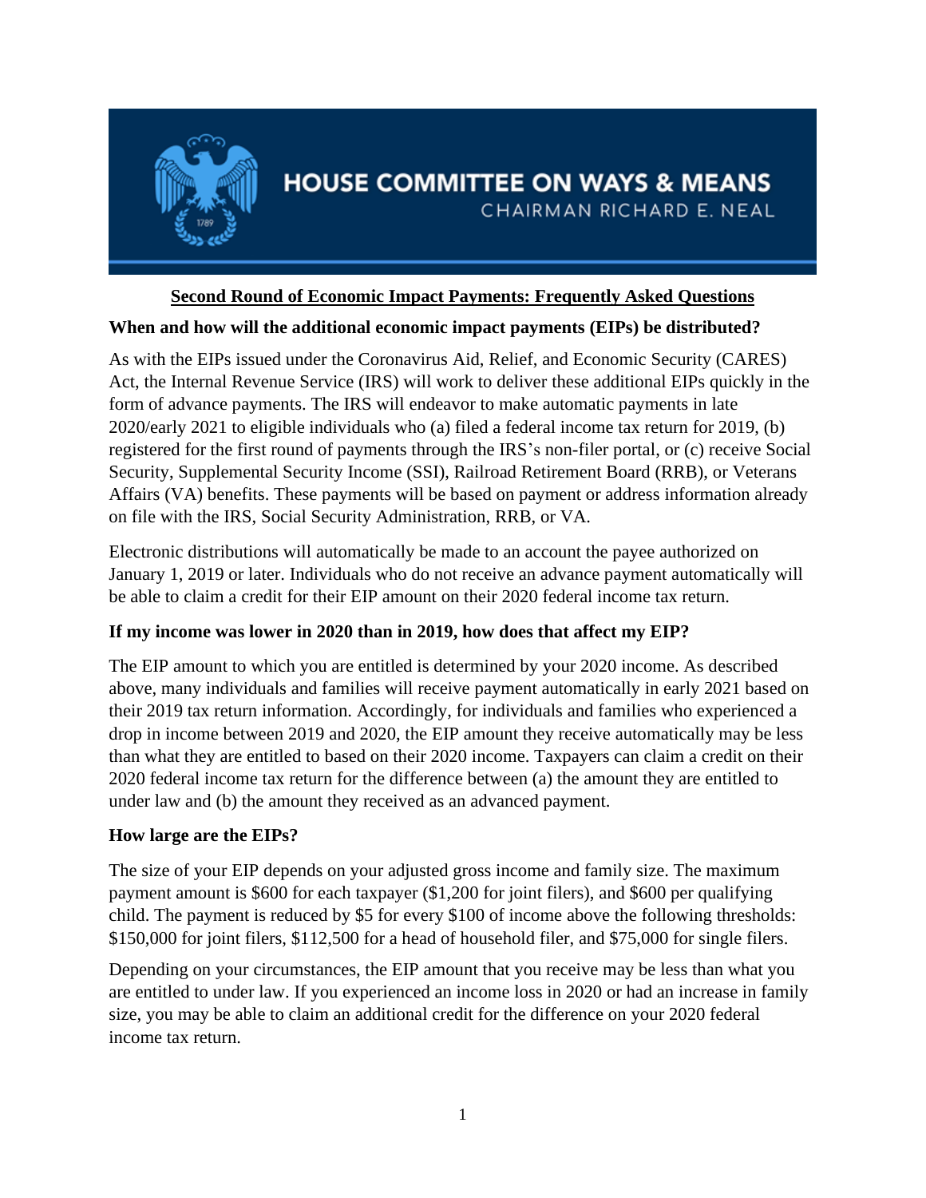HOUSE COMMITTEE ON WAYS & MEANS

CHAIRMAN RICHARD E. NEAL

# Second Round of Economic Impact Payments: Frequently Asked Questions

**When and how will the additional economic impact payments (EIPs) be distributed?**

As with the EIPs issued under the Coronavirus Aid, Relief, and Economic Security (CARES) Act, the Internal Revenue Service (IRS) will work to deliver these additional EIPs quickly in the form of advance payments. The IRS will endeavor to make automatic payments in late 2020/early 2021 to eligible individuals who (a) filed a federal income tax return for 2019, (b) registered for the first round of payments through the IRS's non-filer portal, or (c) receive Social Security, Supplemental Security Income (SSI), Railroad Retirement Board (RRB), or Veterans Affairs (VA) benefits. These payments will be based on payment or address information already on file with the IRS, Social Security Administration, RRB, or VA.

Electronic distributions will automatically be made to an account the payee authorized on January 1, 2019 or later. Individuals who do not receive an advance payment automatically will be able to claim a credit for their EIP amount on their 2020 federal income tax return.

**If my income was lower in 2020 than in 2019, how does that affect my EIP?**

The EIP amount to which you are entitled is determined by your 2020 income. As described above, many individuals and families will receive payment automatically in early 2021 based on their 2019 tax return information. Accordingly, for individuals and families who experienced a drop in income between 2019 and 2020, the EIP amount they receive automatically may be less than what they are entitled to based on their 2020 income. Taxpayers can claim a credit on their 2020 federal income tax return for the difference between (a) the amount they are entitled to under law and (b) the amount they received as an advanced payment.

**How large are the EIPs?**

The size of your EIP depends on your adjusted gross income and family size. The maximum payment amount is $600 for each taxpayer ($1,200 for joint filers), and $600 per qualifying child. The payment is reduced by $5 for every $100 of income above the following thresholds: $150,000 for joint filers, $112,500 for a head of household filer, and $75,000 for single filers.

Depending on your circumstances, the EIP amount that you receive may be less than what you are entitled to under law. If you experienced an income loss in 2020 or had an increase in family size, you may be able to claim an additional credit for the difference on your 2020 federal income tax return.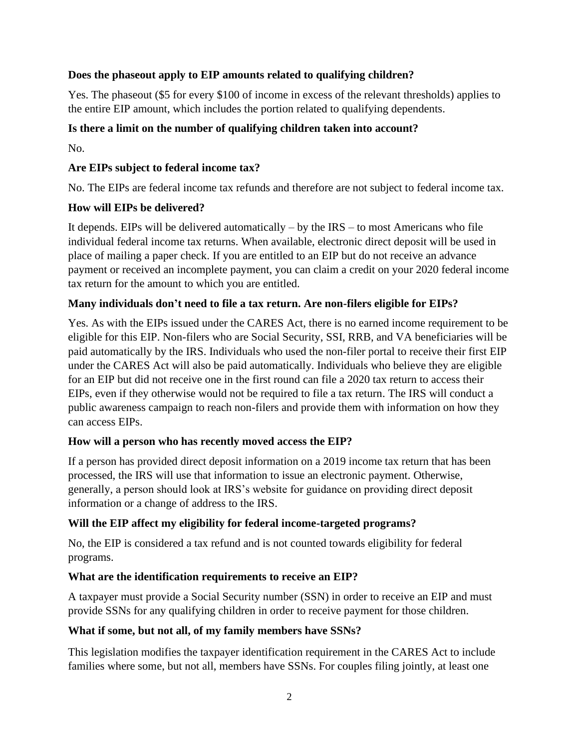**Does the phaseout apply to EIP amounts related to qualifying children?**

Yes. The phaseout ($5 for every $100 of income in excess of the relevant thresholds) applies to the entire EIP amount, which includes the portion related to qualifying dependents.

**Is there a limit on the number of qualifying children taken into account?**

No.

**Are EIPs subject to federal income tax?**

No. The EIPs are federal income tax refunds and therefore are not subject to federal income tax.

**How will EIPs be delivered?**

It depends. EIPs will be delivered automatically – by the IRS – to most Americans who file individual federal income tax returns. When available, electronic direct deposit will be used in place of mailing a paper check. If you are entitled to an EIP but do not receive an advance payment or received an incomplete payment, you can claim a credit on your 2020 federal income tax return for the amount to which you are entitled.

**Many individuals don't need to file a tax return. Are non-filers eligible for EIPs?**

Yes. As with the EIPs issued under the CARES Act, there is no earned income requirement to be eligible for this EIP. Non-filers who are Social Security, SSI, RRB, and VA beneficiaries will be paid automatically by the IRS. Individuals who used the non-filer portal to receive their first EIP under the CARES Act will also be paid automatically. Individuals who believe they are eligible for an EIP but did not receive one in the first round can file a 2020 tax return to access their EIPs, even if they otherwise would not be required to file a tax return. The IRS will conduct a public awareness campaign to reach non-filers and provide them with information on how they can access EIPs.

**How will a person who has recently moved access the EIP?**

If a person has provided direct deposit information on a 2019 income tax return that has been processed, the IRS will use that information to issue an electronic payment. Otherwise, generally, a person should look at IRS's website for guidance on providing direct deposit information or a change of address to the IRS.

**Will the EIP affect my eligibility for federal income-targeted programs?**

No, the EIP is considered a tax refund and is not counted towards eligibility for federal programs.

**What are the identification requirements to receive an EIP?**

A taxpayer must provide a Social Security number (SSN) in order to receive an EIP and must provide SSNs for any qualifying children in order to receive payment for those children.

**What if some, but not all, of my family members have SSNs?**

This legislation modifies the taxpayer identification requirement in the CARES Act to include families where some, but not all, members have SSNs. For couples filing jointly, at least one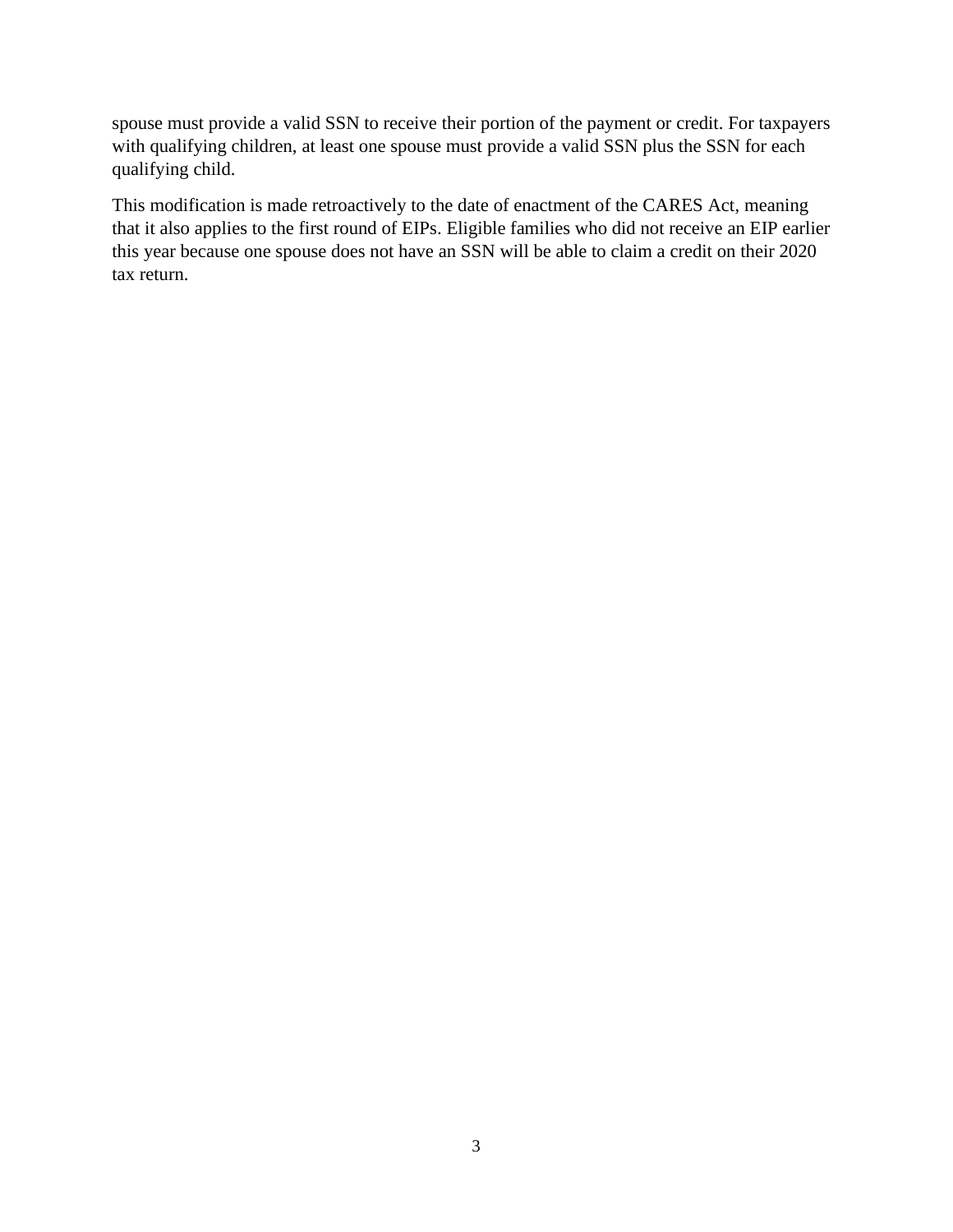spouse must provide a valid SSN to receive their portion of the payment or credit. For taxpayers with qualifying children, at least one spouse must provide a valid SSN plus the SSN for each qualifying child.

This modification is made retroactively to the date of enactment of the CARES Act, meaning that it also applies to the first round of EIPs. Eligible families who did not receive an EIP earlier this year because one spouse does not have an SSN will be able to claim a credit on their 2020 tax return.